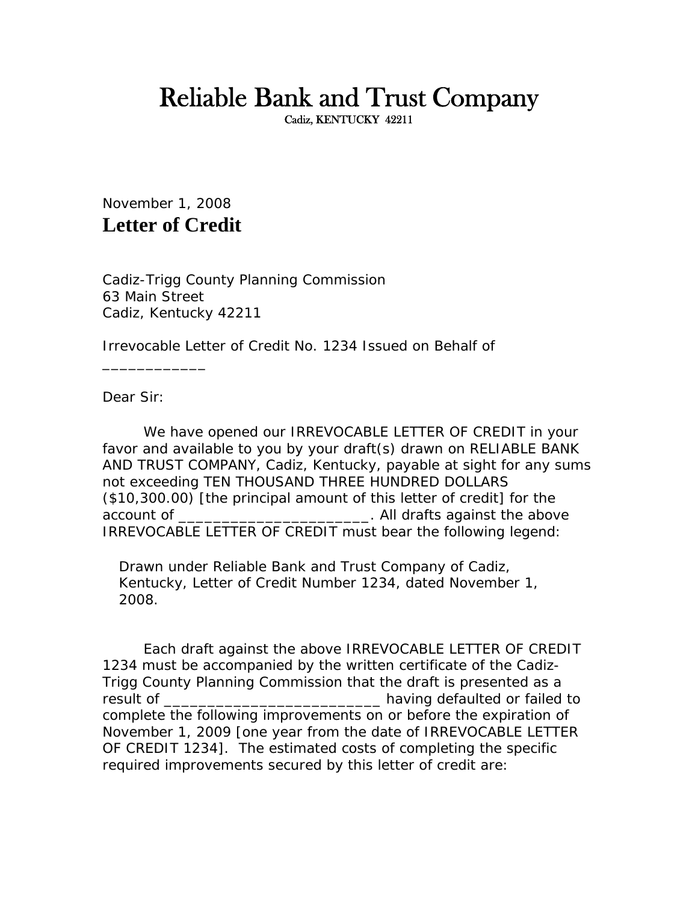# Reliable Bank and Trust Company

Cadiz, KENTUCKY 42211

November 1, 2008

**Letter of Credit**

Cadiz-Trigg County Planning Commission
63 Main Street
Cadiz, Kentucky 42211

Irrevocable Letter of Credit No. 1234 Issued on Behalf of ____________

Dear Sir:

We have opened our IRREVOCABLE LETTER OF CREDIT in your favor and available to you by your draft(s) drawn on RELIABLE BANK AND TRUST COMPANY, Cadiz, Kentucky, payable at sight for any sums not exceeding TEN THOUSAND THREE HUNDRED DOLLARS ($10,300.00) [the principal amount of this letter of credit] for the account of _______________________. All drafts against the above IRREVOCABLE LETTER OF CREDIT must bear the following legend:

> Drawn under Reliable Bank and Trust Company of Cadiz, Kentucky, Letter of Credit Number 1234, dated November 1, 2008.

Each draft against the above IRREVOCABLE LETTER OF CREDIT 1234 must be accompanied by the written certificate of the Cadiz-Trigg County Planning Commission that the draft is presented as a result of __________________________ having defaulted or failed to complete the following improvements on or before the expiration of November 1, 2009 [one year from the date of IRREVOCABLE LETTER OF CREDIT 1234]. The estimated costs of completing the specific required improvements secured by this letter of credit are: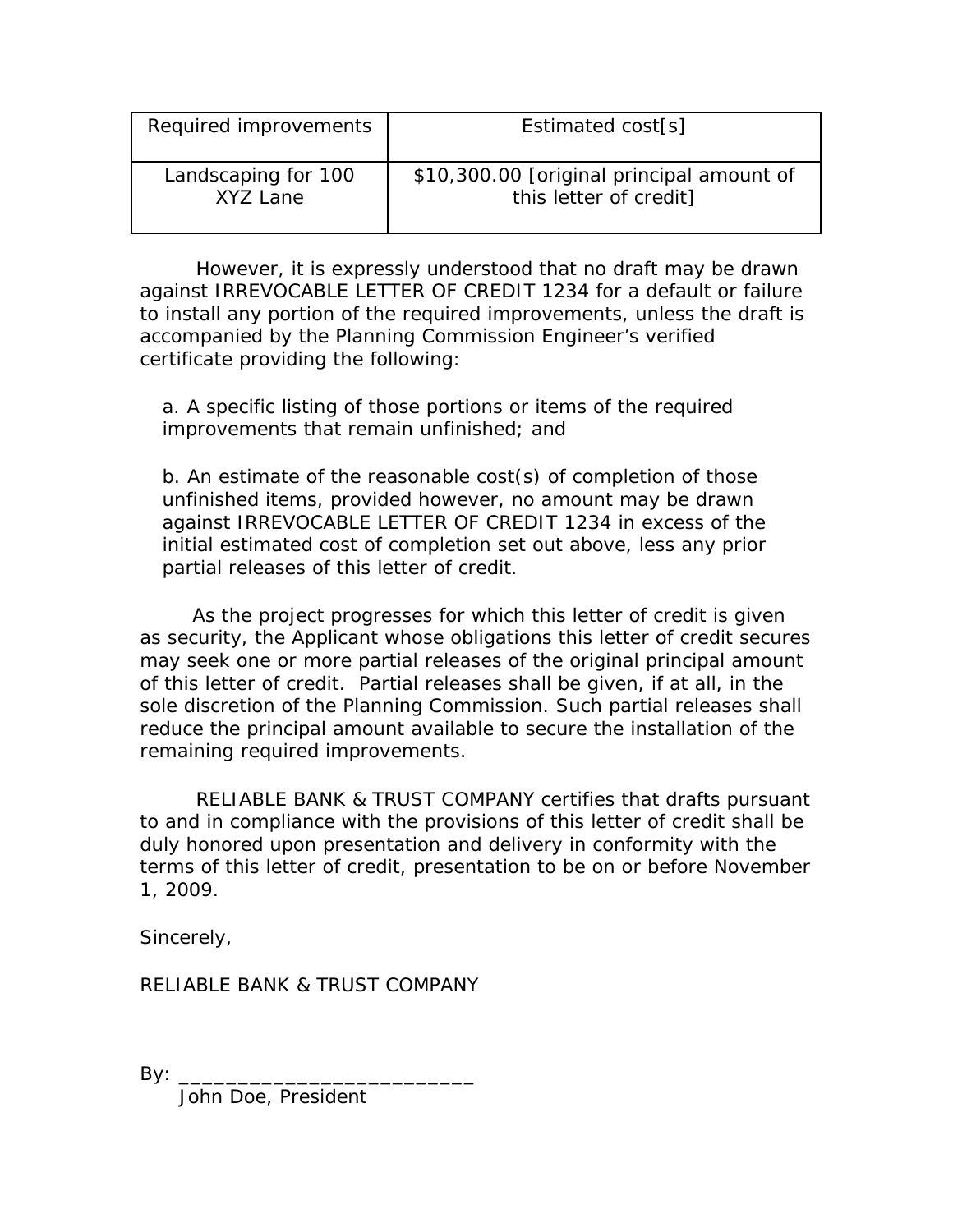| Required improvements | Estimated cost[s] |
| --- | --- |
| Landscaping for 100 XYZ Lane | $10,300.00 [original principal amount of this letter of credit] |

However, it is expressly understood that no draft may be drawn against IRREVOCABLE LETTER OF CREDIT 1234 for a default or failure to install any portion of the required improvements, unless the draft is accompanied by the Planning Commission Engineer's verified certificate providing the following:

a. A specific listing of those portions or items of the required improvements that remain unfinished; and

b. An estimate of the reasonable cost(s) of completion of those unfinished items, provided however, no amount may be drawn against IRREVOCABLE LETTER OF CREDIT 1234 in excess of the initial estimated cost of completion set out above, less any prior partial releases of this letter of credit.

As the project progresses for which this letter of credit is given as security, the Applicant whose obligations this letter of credit secures may seek one or more partial releases of the original principal amount of this letter of credit. Partial releases shall be given, if at all, in the sole discretion of the Planning Commission. Such partial releases shall reduce the principal amount available to secure the installation of the remaining required improvements.

RELIABLE BANK & TRUST COMPANY certifies that drafts pursuant to and in compliance with the provisions of this letter of credit shall be duly honored upon presentation and delivery in conformity with the terms of this letter of credit, presentation to be on or before November 1, 2009.

Sincerely,

RELIABLE BANK & TRUST COMPANY

By: ___________________________
John Doe, President